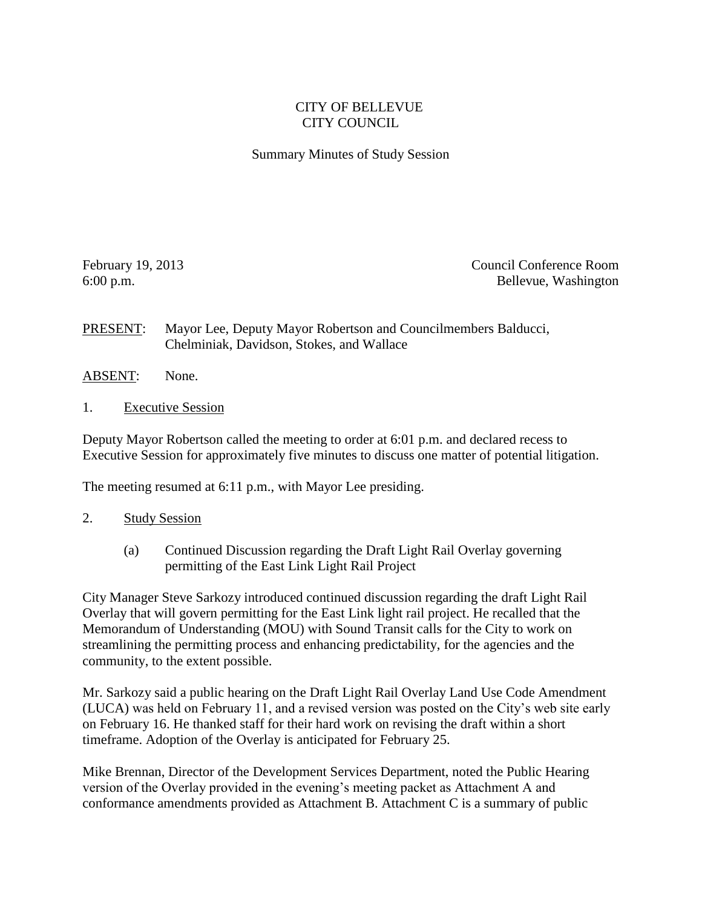# CITY OF BELLEVUE
# CITY COUNCIL

## Summary Minutes of Study Session

February 19, 2013
6:00 p.m.

Council Conference Room
Bellevue, Washington

PRESENT: Mayor Lee, Deputy Mayor Robertson and Councilmembers Balducci, Chelminiak, Davidson, Stokes, and Wallace

ABSENT: None.

1. Executive Session

Deputy Mayor Robertson called the meeting to order at 6:01 p.m. and declared recess to Executive Session for approximately five minutes to discuss one matter of potential litigation.

The meeting resumed at 6:11 p.m., with Mayor Lee presiding.

2. Study Session

 (a) Continued Discussion regarding the Draft Light Rail Overlay governing permitting of the East Link Light Rail Project

City Manager Steve Sarkozy introduced continued discussion regarding the draft Light Rail Overlay that will govern permitting for the East Link light rail project. He recalled that the Memorandum of Understanding (MOU) with Sound Transit calls for the City to work on streamlining the permitting process and enhancing predictability, for the agencies and the community, to the extent possible.

Mr. Sarkozy said a public hearing on the Draft Light Rail Overlay Land Use Code Amendment (LUCA) was held on February 11, and a revised version was posted on the City's web site early on February 16. He thanked staff for their hard work on revising the draft within a short timeframe. Adoption of the Overlay is anticipated for February 25.

Mike Brennan, Director of the Development Services Department, noted the Public Hearing version of the Overlay provided in the evening's meeting packet as Attachment A and conformance amendments provided as Attachment B. Attachment C is a summary of public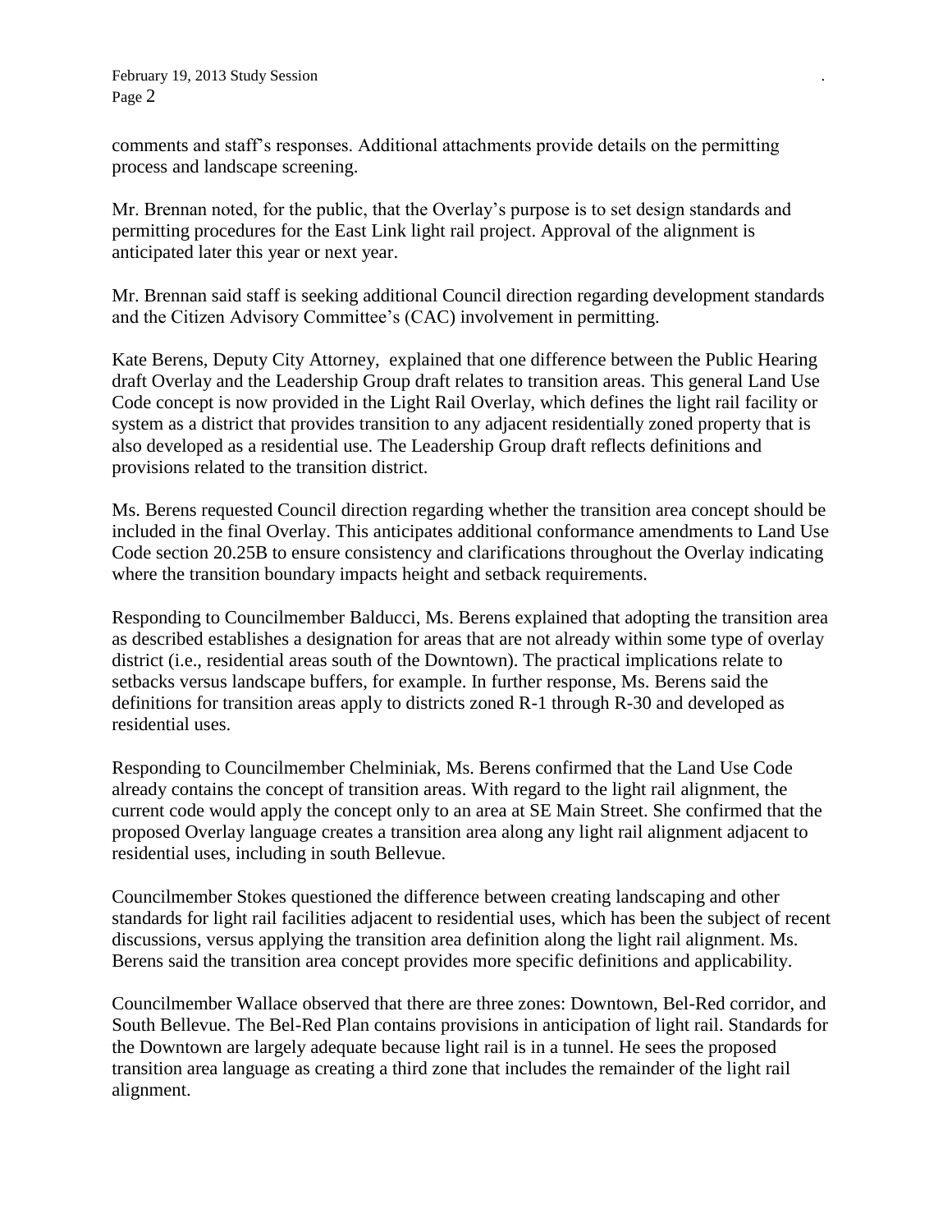comments and staff's responses. Additional attachments provide details on the permitting process and landscape screening.

Mr. Brennan noted, for the public, that the Overlay's purpose is to set design standards and permitting procedures for the East Link light rail project. Approval of the alignment is anticipated later this year or next year.

Mr. Brennan said staff is seeking additional Council direction regarding development standards and the Citizen Advisory Committee's (CAC) involvement in permitting.

Kate Berens, Deputy City Attorney, explained that one difference between the Public Hearing draft Overlay and the Leadership Group draft relates to transition areas. This general Land Use Code concept is now provided in the Light Rail Overlay, which defines the light rail facility or system as a district that provides transition to any adjacent residentially zoned property that is also developed as a residential use. The Leadership Group draft reflects definitions and provisions related to the transition district.

Ms. Berens requested Council direction regarding whether the transition area concept should be included in the final Overlay. This anticipates additional conformance amendments to Land Use Code section 20.25B to ensure consistency and clarifications throughout the Overlay indicating where the transition boundary impacts height and setback requirements.

Responding to Councilmember Balducci, Ms. Berens explained that adopting the transition area as described establishes a designation for areas that are not already within some type of overlay district (i.e., residential areas south of the Downtown). The practical implications relate to setbacks versus landscape buffers, for example. In further response, Ms. Berens said the definitions for transition areas apply to districts zoned R-1 through R-30 and developed as residential uses.

Responding to Councilmember Chelminiak, Ms. Berens confirmed that the Land Use Code already contains the concept of transition areas. With regard to the light rail alignment, the current code would apply the concept only to an area at SE Main Street. She confirmed that the proposed Overlay language creates a transition area along any light rail alignment adjacent to residential uses, including in south Bellevue.

Councilmember Stokes questioned the difference between creating landscaping and other standards for light rail facilities adjacent to residential uses, which has been the subject of recent discussions, versus applying the transition area definition along the light rail alignment. Ms. Berens said the transition area concept provides more specific definitions and applicability.

Councilmember Wallace observed that there are three zones: Downtown, Bel-Red corridor, and South Bellevue. The Bel-Red Plan contains provisions in anticipation of light rail. Standards for the Downtown are largely adequate because light rail is in a tunnel. He sees the proposed transition area language as creating a third zone that includes the remainder of the light rail alignment.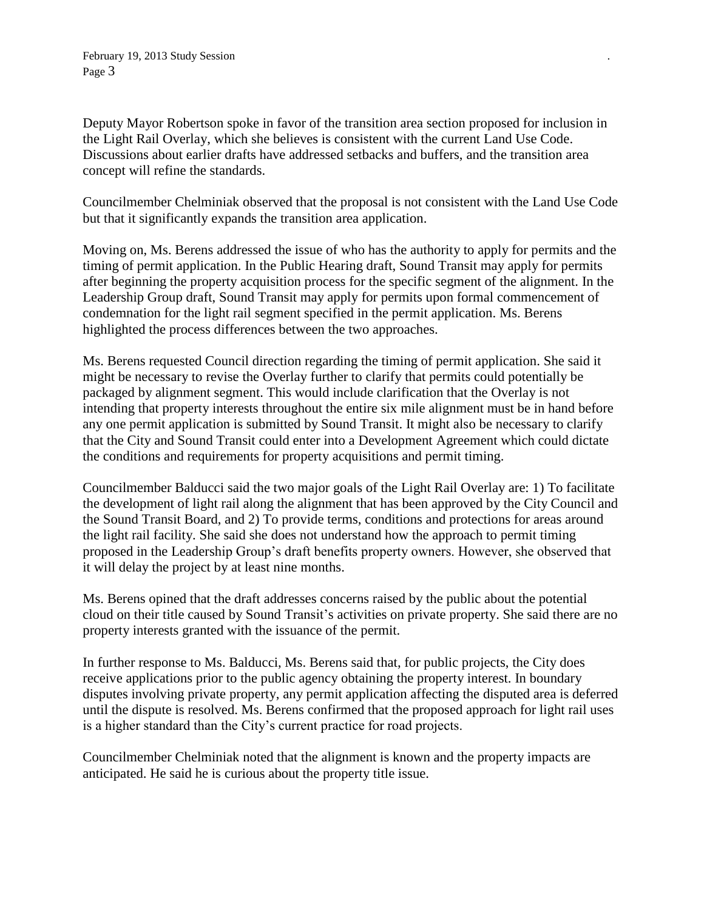Deputy Mayor Robertson spoke in favor of the transition area section proposed for inclusion in the Light Rail Overlay, which she believes is consistent with the current Land Use Code. Discussions about earlier drafts have addressed setbacks and buffers, and the transition area concept will refine the standards.

Councilmember Chelminiak observed that the proposal is not consistent with the Land Use Code but that it significantly expands the transition area application.

Moving on, Ms. Berens addressed the issue of who has the authority to apply for permits and the timing of permit application. In the Public Hearing draft, Sound Transit may apply for permits after beginning the property acquisition process for the specific segment of the alignment. In the Leadership Group draft, Sound Transit may apply for permits upon formal commencement of condemnation for the light rail segment specified in the permit application. Ms. Berens highlighted the process differences between the two approaches.

Ms. Berens requested Council direction regarding the timing of permit application. She said it might be necessary to revise the Overlay further to clarify that permits could potentially be packaged by alignment segment. This would include clarification that the Overlay is not intending that property interests throughout the entire six mile alignment must be in hand before any one permit application is submitted by Sound Transit. It might also be necessary to clarify that the City and Sound Transit could enter into a Development Agreement which could dictate the conditions and requirements for property acquisitions and permit timing.

Councilmember Balducci said the two major goals of the Light Rail Overlay are: 1) To facilitate the development of light rail along the alignment that has been approved by the City Council and the Sound Transit Board, and 2) To provide terms, conditions and protections for areas around the light rail facility. She said she does not understand how the approach to permit timing proposed in the Leadership Group's draft benefits property owners. However, she observed that it will delay the project by at least nine months.

Ms. Berens opined that the draft addresses concerns raised by the public about the potential cloud on their title caused by Sound Transit's activities on private property. She said there are no property interests granted with the issuance of the permit.

In further response to Ms. Balducci, Ms. Berens said that, for public projects, the City does receive applications prior to the public agency obtaining the property interest. In boundary disputes involving private property, any permit application affecting the disputed area is deferred until the dispute is resolved. Ms. Berens confirmed that the proposed approach for light rail uses is a higher standard than the City's current practice for road projects.

Councilmember Chelminiak noted that the alignment is known and the property impacts are anticipated. He said he is curious about the property title issue.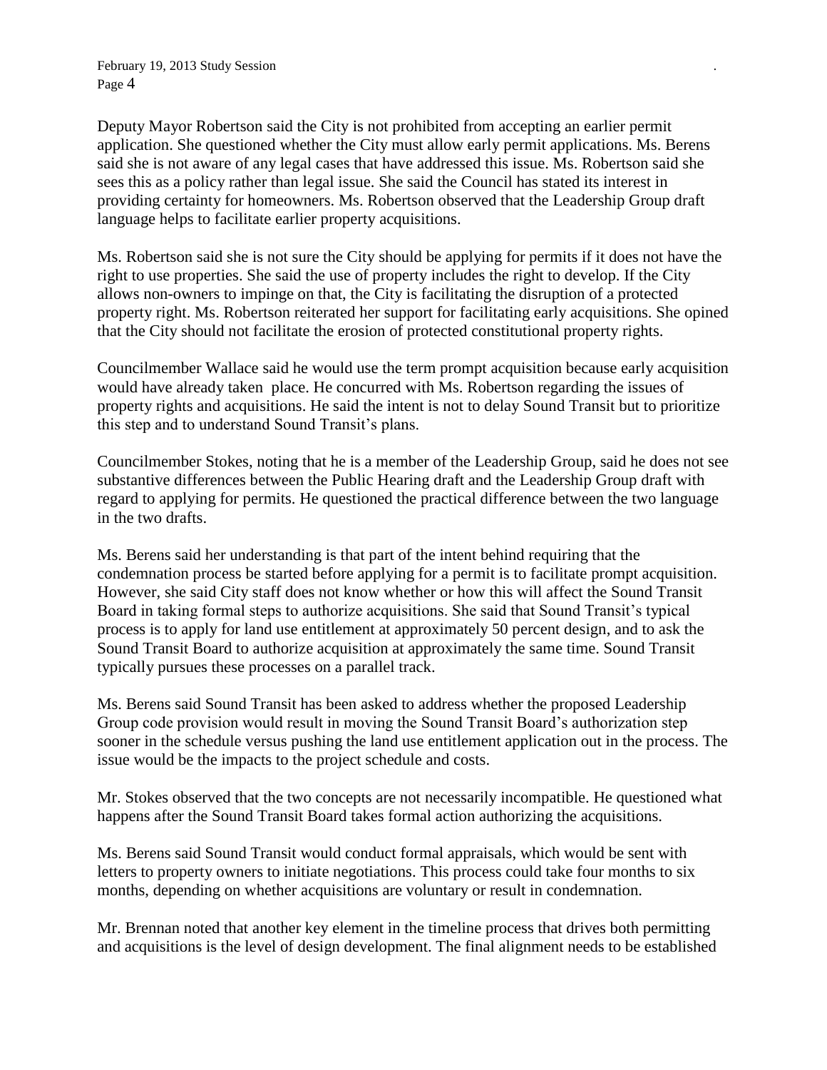Deputy Mayor Robertson said the City is not prohibited from accepting an earlier permit application. She questioned whether the City must allow early permit applications. Ms. Berens said she is not aware of any legal cases that have addressed this issue. Ms. Robertson said she sees this as a policy rather than legal issue. She said the Council has stated its interest in providing certainty for homeowners. Ms. Robertson observed that the Leadership Group draft language helps to facilitate earlier property acquisitions.

Ms. Robertson said she is not sure the City should be applying for permits if it does not have the right to use properties. She said the use of property includes the right to develop. If the City allows non-owners to impinge on that, the City is facilitating the disruption of a protected property right. Ms. Robertson reiterated her support for facilitating early acquisitions. She opined that the City should not facilitate the erosion of protected constitutional property rights.

Councilmember Wallace said he would use the term prompt acquisition because early acquisition would have already taken place. He concurred with Ms. Robertson regarding the issues of property rights and acquisitions. He said the intent is not to delay Sound Transit but to prioritize this step and to understand Sound Transit's plans.

Councilmember Stokes, noting that he is a member of the Leadership Group, said he does not see substantive differences between the Public Hearing draft and the Leadership Group draft with regard to applying for permits. He questioned the practical difference between the two language in the two drafts.

Ms. Berens said her understanding is that part of the intent behind requiring that the condemnation process be started before applying for a permit is to facilitate prompt acquisition. However, she said City staff does not know whether or how this will affect the Sound Transit Board in taking formal steps to authorize acquisitions. She said that Sound Transit's typical process is to apply for land use entitlement at approximately 50 percent design, and to ask the Sound Transit Board to authorize acquisition at approximately the same time. Sound Transit typically pursues these processes on a parallel track.

Ms. Berens said Sound Transit has been asked to address whether the proposed Leadership Group code provision would result in moving the Sound Transit Board's authorization step sooner in the schedule versus pushing the land use entitlement application out in the process. The issue would be the impacts to the project schedule and costs.

Mr. Stokes observed that the two concepts are not necessarily incompatible. He questioned what happens after the Sound Transit Board takes formal action authorizing the acquisitions.

Ms. Berens said Sound Transit would conduct formal appraisals, which would be sent with letters to property owners to initiate negotiations. This process could take four months to six months, depending on whether acquisitions are voluntary or result in condemnation.

Mr. Brennan noted that another key element in the timeline process that drives both permitting and acquisitions is the level of design development. The final alignment needs to be established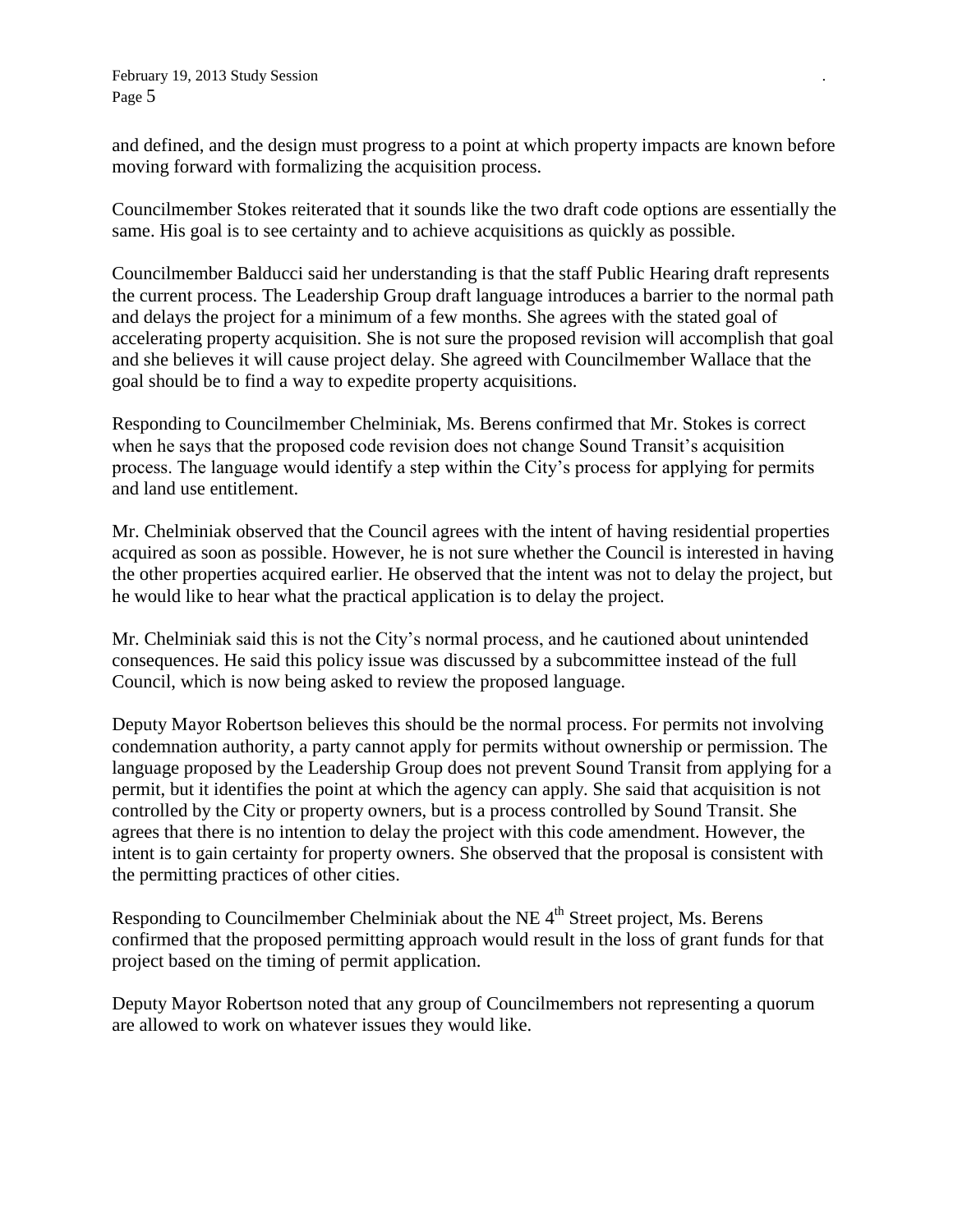and defined, and the design must progress to a point at which property impacts are known before moving forward with formalizing the acquisition process.

Councilmember Stokes reiterated that it sounds like the two draft code options are essentially the same. His goal is to see certainty and to achieve acquisitions as quickly as possible.

Councilmember Balducci said her understanding is that the staff Public Hearing draft represents the current process. The Leadership Group draft language introduces a barrier to the normal path and delays the project for a minimum of a few months. She agrees with the stated goal of accelerating property acquisition. She is not sure the proposed revision will accomplish that goal and she believes it will cause project delay. She agreed with Councilmember Wallace that the goal should be to find a way to expedite property acquisitions.

Responding to Councilmember Chelminiak, Ms. Berens confirmed that Mr. Stokes is correct when he says that the proposed code revision does not change Sound Transit's acquisition process. The language would identify a step within the City's process for applying for permits and land use entitlement.

Mr. Chelminiak observed that the Council agrees with the intent of having residential properties acquired as soon as possible. However, he is not sure whether the Council is interested in having the other properties acquired earlier. He observed that the intent was not to delay the project, but he would like to hear what the practical application is to delay the project.

Mr. Chelminiak said this is not the City's normal process, and he cautioned about unintended consequences. He said this policy issue was discussed by a subcommittee instead of the full Council, which is now being asked to review the proposed language.

Deputy Mayor Robertson believes this should be the normal process. For permits not involving condemnation authority, a party cannot apply for permits without ownership or permission. The language proposed by the Leadership Group does not prevent Sound Transit from applying for a permit, but it identifies the point at which the agency can apply. She said that acquisition is not controlled by the City or property owners, but is a process controlled by Sound Transit. She agrees that there is no intention to delay the project with this code amendment. However, the intent is to gain certainty for property owners. She observed that the proposal is consistent with the permitting practices of other cities.

Responding to Councilmember Chelminiak about the NE 4th Street project, Ms. Berens confirmed that the proposed permitting approach would result in the loss of grant funds for that project based on the timing of permit application.

Deputy Mayor Robertson noted that any group of Councilmembers not representing a quorum are allowed to work on whatever issues they would like.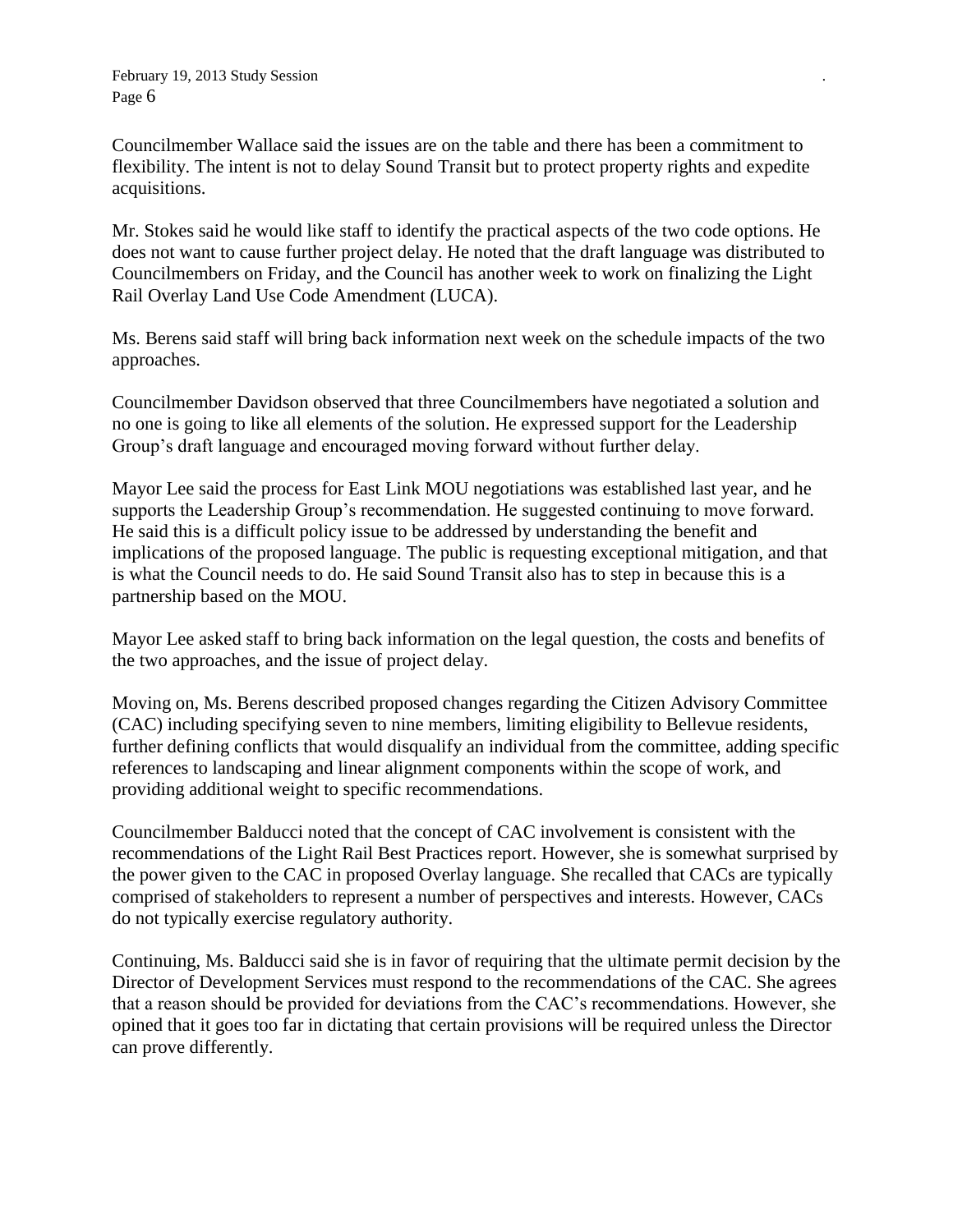Councilmember Wallace said the issues are on the table and there has been a commitment to flexibility. The intent is not to delay Sound Transit but to protect property rights and expedite acquisitions.

Mr. Stokes said he would like staff to identify the practical aspects of the two code options. He does not want to cause further project delay. He noted that the draft language was distributed to Councilmembers on Friday, and the Council has another week to work on finalizing the Light Rail Overlay Land Use Code Amendment (LUCA).

Ms. Berens said staff will bring back information next week on the schedule impacts of the two approaches.

Councilmember Davidson observed that three Councilmembers have negotiated a solution and no one is going to like all elements of the solution. He expressed support for the Leadership Group's draft language and encouraged moving forward without further delay.

Mayor Lee said the process for East Link MOU negotiations was established last year, and he supports the Leadership Group's recommendation. He suggested continuing to move forward. He said this is a difficult policy issue to be addressed by understanding the benefit and implications of the proposed language. The public is requesting exceptional mitigation, and that is what the Council needs to do. He said Sound Transit also has to step in because this is a partnership based on the MOU.

Mayor Lee asked staff to bring back information on the legal question, the costs and benefits of the two approaches, and the issue of project delay.

Moving on, Ms. Berens described proposed changes regarding the Citizen Advisory Committee (CAC) including specifying seven to nine members, limiting eligibility to Bellevue residents, further defining conflicts that would disqualify an individual from the committee, adding specific references to landscaping and linear alignment components within the scope of work, and providing additional weight to specific recommendations.

Councilmember Balducci noted that the concept of CAC involvement is consistent with the recommendations of the Light Rail Best Practices report. However, she is somewhat surprised by the power given to the CAC in proposed Overlay language. She recalled that CACs are typically comprised of stakeholders to represent a number of perspectives and interests. However, CACs do not typically exercise regulatory authority.

Continuing, Ms. Balducci said she is in favor of requiring that the ultimate permit decision by the Director of Development Services must respond to the recommendations of the CAC. She agrees that a reason should be provided for deviations from the CAC's recommendations. However, she opined that it goes too far in dictating that certain provisions will be required unless the Director can prove differently.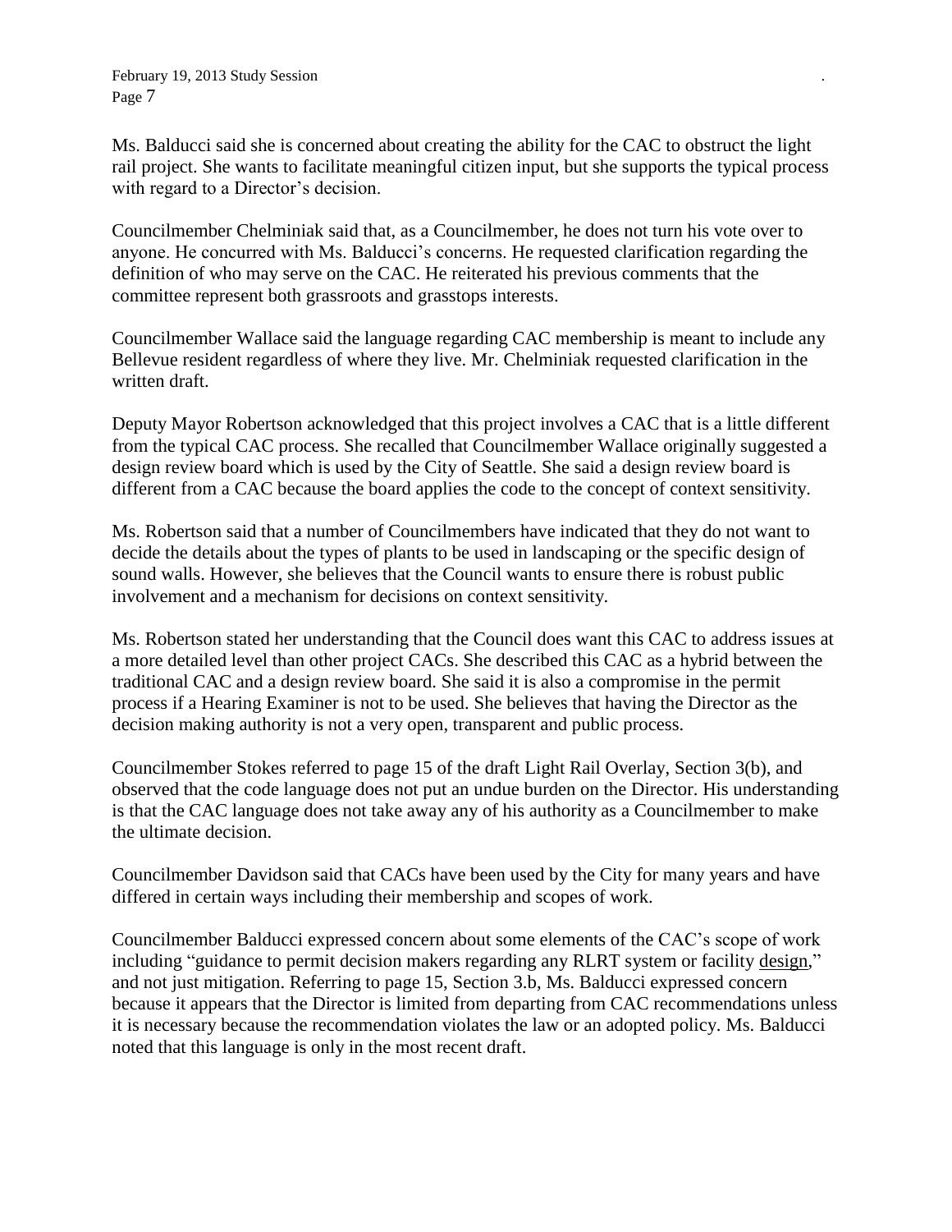Ms. Balducci said she is concerned about creating the ability for the CAC to obstruct the light rail project. She wants to facilitate meaningful citizen input, but she supports the typical process with regard to a Director's decision.

Councilmember Chelminiak said that, as a Councilmember, he does not turn his vote over to anyone. He concurred with Ms. Balducci's concerns. He requested clarification regarding the definition of who may serve on the CAC. He reiterated his previous comments that the committee represent both grassroots and grasstops interests.

Councilmember Wallace said the language regarding CAC membership is meant to include any Bellevue resident regardless of where they live. Mr. Chelminiak requested clarification in the written draft.

Deputy Mayor Robertson acknowledged that this project involves a CAC that is a little different from the typical CAC process. She recalled that Councilmember Wallace originally suggested a design review board which is used by the City of Seattle. She said a design review board is different from a CAC because the board applies the code to the concept of context sensitivity.

Ms. Robertson said that a number of Councilmembers have indicated that they do not want to decide the details about the types of plants to be used in landscaping or the specific design of sound walls. However, she believes that the Council wants to ensure there is robust public involvement and a mechanism for decisions on context sensitivity.

Ms. Robertson stated her understanding that the Council does want this CAC to address issues at a more detailed level than other project CACs. She described this CAC as a hybrid between the traditional CAC and a design review board. She said it is also a compromise in the permit process if a Hearing Examiner is not to be used. She believes that having the Director as the decision making authority is not a very open, transparent and public process.

Councilmember Stokes referred to page 15 of the draft Light Rail Overlay, Section 3(b), and observed that the code language does not put an undue burden on the Director. His understanding is that the CAC language does not take away any of his authority as a Councilmember to make the ultimate decision.

Councilmember Davidson said that CACs have been used by the City for many years and have differed in certain ways including their membership and scopes of work.

Councilmember Balducci expressed concern about some elements of the CAC's scope of work including "guidance to permit decision makers regarding any RLRT system or facility design," and not just mitigation. Referring to page 15, Section 3.b, Ms. Balducci expressed concern because it appears that the Director is limited from departing from CAC recommendations unless it is necessary because the recommendation violates the law or an adopted policy. Ms. Balducci noted that this language is only in the most recent draft.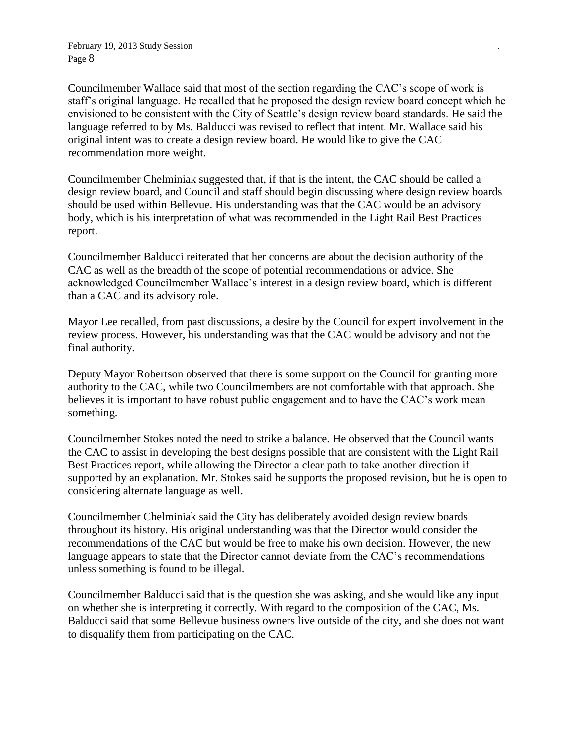Councilmember Wallace said that most of the section regarding the CAC's scope of work is staff's original language. He recalled that he proposed the design review board concept which he envisioned to be consistent with the City of Seattle's design review board standards. He said the language referred to by Ms. Balducci was revised to reflect that intent. Mr. Wallace said his original intent was to create a design review board. He would like to give the CAC recommendation more weight.

Councilmember Chelminiak suggested that, if that is the intent, the CAC should be called a design review board, and Council and staff should begin discussing where design review boards should be used within Bellevue. His understanding was that the CAC would be an advisory body, which is his interpretation of what was recommended in the Light Rail Best Practices report.

Councilmember Balducci reiterated that her concerns are about the decision authority of the CAC as well as the breadth of the scope of potential recommendations or advice. She acknowledged Councilmember Wallace's interest in a design review board, which is different than a CAC and its advisory role.

Mayor Lee recalled, from past discussions, a desire by the Council for expert involvement in the review process. However, his understanding was that the CAC would be advisory and not the final authority.

Deputy Mayor Robertson observed that there is some support on the Council for granting more authority to the CAC, while two Councilmembers are not comfortable with that approach. She believes it is important to have robust public engagement and to have the CAC's work mean something.

Councilmember Stokes noted the need to strike a balance. He observed that the Council wants the CAC to assist in developing the best designs possible that are consistent with the Light Rail Best Practices report, while allowing the Director a clear path to take another direction if supported by an explanation. Mr. Stokes said he supports the proposed revision, but he is open to considering alternate language as well.

Councilmember Chelminiak said the City has deliberately avoided design review boards throughout its history. His original understanding was that the Director would consider the recommendations of the CAC but would be free to make his own decision. However, the new language appears to state that the Director cannot deviate from the CAC's recommendations unless something is found to be illegal.

Councilmember Balducci said that is the question she was asking, and she would like any input on whether she is interpreting it correctly. With regard to the composition of the CAC, Ms. Balducci said that some Bellevue business owners live outside of the city, and she does not want to disqualify them from participating on the CAC.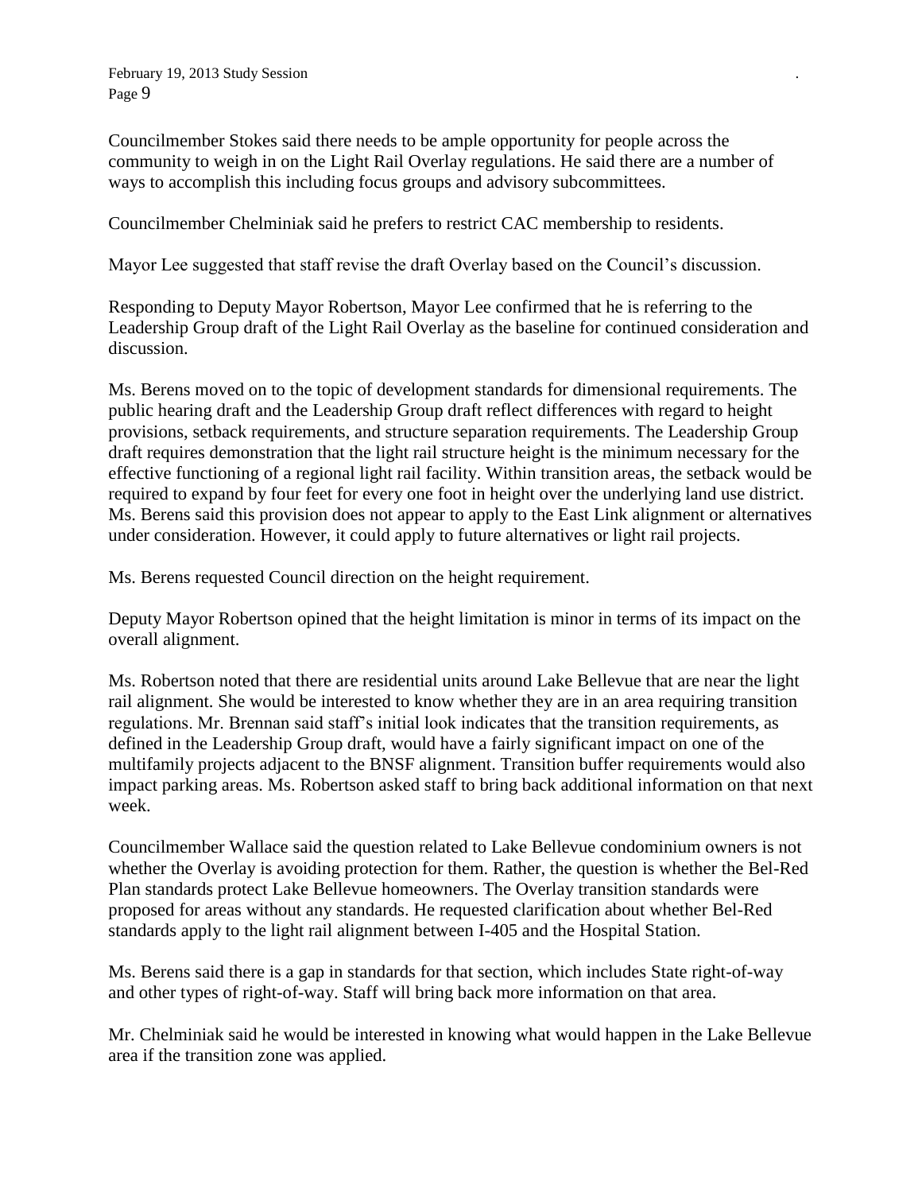Councilmember Stokes said there needs to be ample opportunity for people across the community to weigh in on the Light Rail Overlay regulations. He said there are a number of ways to accomplish this including focus groups and advisory subcommittees.

Councilmember Chelminiak said he prefers to restrict CAC membership to residents.

Mayor Lee suggested that staff revise the draft Overlay based on the Council's discussion.

Responding to Deputy Mayor Robertson, Mayor Lee confirmed that he is referring to the Leadership Group draft of the Light Rail Overlay as the baseline for continued consideration and discussion.

Ms. Berens moved on to the topic of development standards for dimensional requirements. The public hearing draft and the Leadership Group draft reflect differences with regard to height provisions, setback requirements, and structure separation requirements. The Leadership Group draft requires demonstration that the light rail structure height is the minimum necessary for the effective functioning of a regional light rail facility. Within transition areas, the setback would be required to expand by four feet for every one foot in height over the underlying land use district. Ms. Berens said this provision does not appear to apply to the East Link alignment or alternatives under consideration. However, it could apply to future alternatives or light rail projects.

Ms. Berens requested Council direction on the height requirement.

Deputy Mayor Robertson opined that the height limitation is minor in terms of its impact on the overall alignment.

Ms. Robertson noted that there are residential units around Lake Bellevue that are near the light rail alignment. She would be interested to know whether they are in an area requiring transition regulations. Mr. Brennan said staff's initial look indicates that the transition requirements, as defined in the Leadership Group draft, would have a fairly significant impact on one of the multifamily projects adjacent to the BNSF alignment. Transition buffer requirements would also impact parking areas. Ms. Robertson asked staff to bring back additional information on that next week.

Councilmember Wallace said the question related to Lake Bellevue condominium owners is not whether the Overlay is avoiding protection for them. Rather, the question is whether the Bel-Red Plan standards protect Lake Bellevue homeowners. The Overlay transition standards were proposed for areas without any standards. He requested clarification about whether Bel-Red standards apply to the light rail alignment between I-405 and the Hospital Station.

Ms. Berens said there is a gap in standards for that section, which includes State right-of-way and other types of right-of-way. Staff will bring back more information on that area.

Mr. Chelminiak said he would be interested in knowing what would happen in the Lake Bellevue area if the transition zone was applied.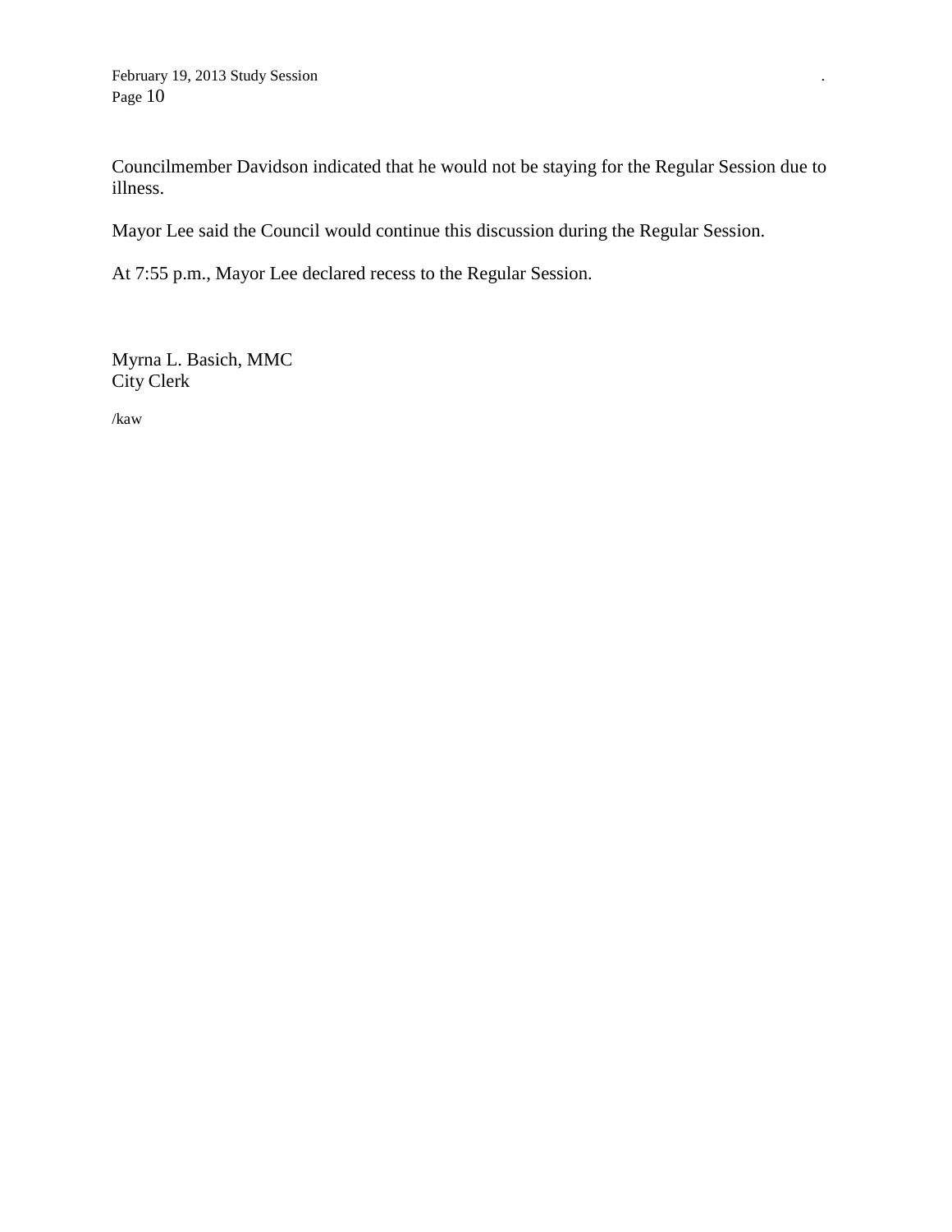Councilmember Davidson indicated that he would not be staying for the Regular Session due to illness.

Mayor Lee said the Council would continue this discussion during the Regular Session.

At 7:55 p.m., Mayor Lee declared recess to the Regular Session.

Myrna L. Basich, MMC
City Clerk

/kaw